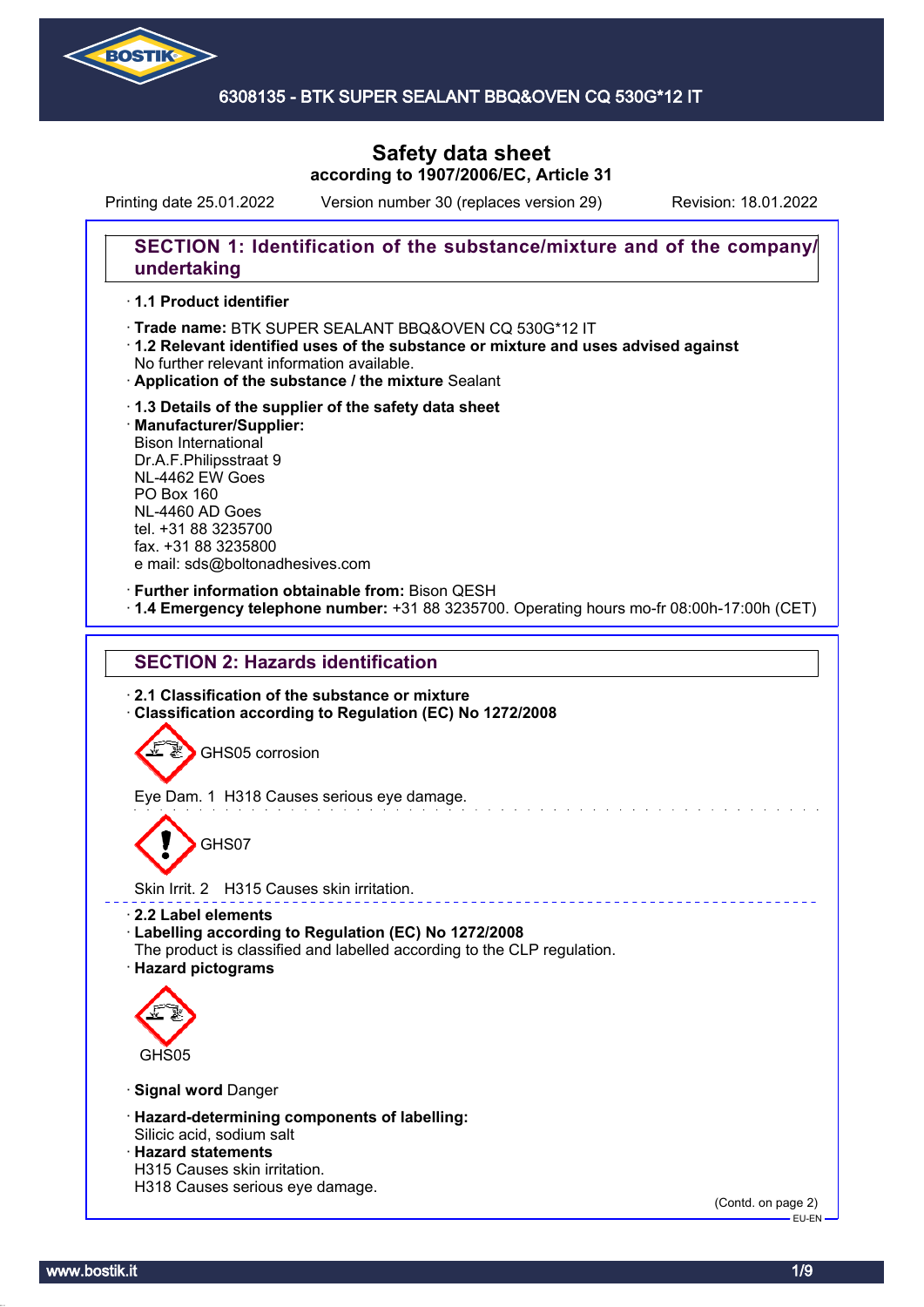# 6308135 - BTK SUPER SEALANT BBQ&OVEN CQ 530G*12 IT

## Safety data sheet
**according to 1907/2006/EC, Article 31**

Printing date 25.01.2022 Version number 30 (replaces version 29) Revision: 18.01.2022

## SECTION 1: Identification of the substance/mixture and of the company/undertaking

· **1.1 Product identifier**

· **Trade name:** BTK SUPER SEALANT BBQ&OVEN CQ 530G*12 IT
· **1.2 Relevant identified uses of the substance or mixture and uses advised against**
No further relevant information available.
· **Application of the substance / the mixture** Sealant

· **1.3 Details of the supplier of the safety data sheet**
· **Manufacturer/Supplier:**
Bison International
Dr.A.F.Philipsstraat 9
NL-4462 EW Goes
PO Box 160
NL-4460 AD Goes
tel. +31 88 3235700
fax. +31 88 3235800
e mail: sds@boltonadhesives.com

· **Further information obtainable from:** Bison QESH
· **1.4 Emergency telephone number:** +31 88 3235700. Operating hours mo-fr 08:00h-17:00h (CET)

## SECTION 2: Hazards identification

· **2.1 Classification of the substance or mixture**
· **Classification according to Regulation (EC) No 1272/2008**

GHS05 corrosion

Eye Dam. 1 H318 Causes serious eye damage.

GHS07

Skin Irrit. 2 H315 Causes skin irritation.

· **2.2 Label elements**
· **Labelling according to Regulation (EC) No 1272/2008**
The product is classified and labelled according to the CLP regulation.
· **Hazard pictograms**

GHS05

· **Signal word** Danger

· **Hazard-determining components of labelling:**
Silicic acid, sodium salt
· **Hazard statements**
H315 Causes skin irritation.
H318 Causes serious eye damage.

(Contd. on page 2)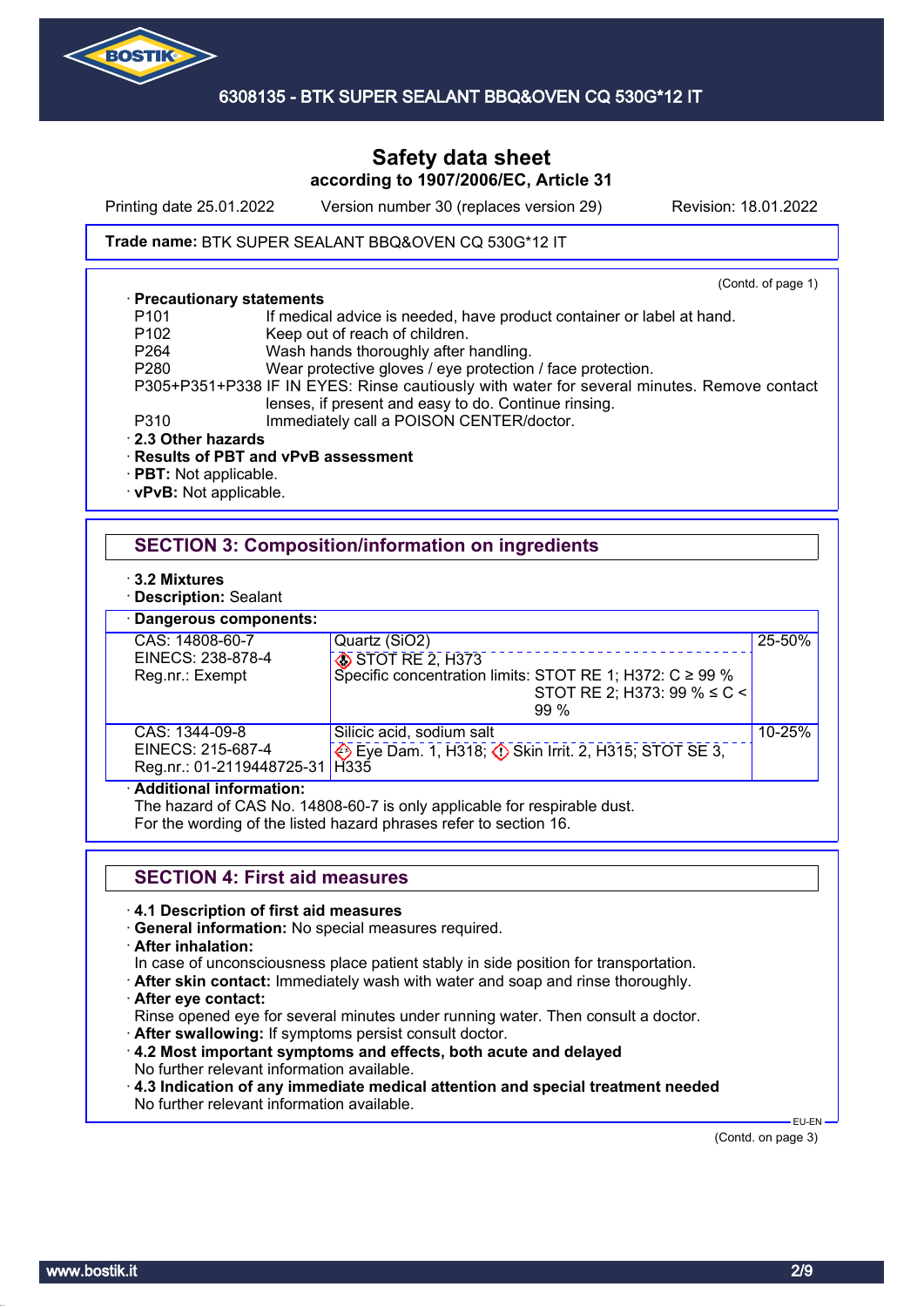Safety data sheet

according to 1907/2006/EC, Article 31

Printing date 25.01.2022 Version number 30 (replaces version 29) Revision: 18.01.2022

**Trade name:** BTK SUPER SEALANT BBQ&OVEN CQ 530G*12 IT

(Contd. of page 1)

· **Precautionary statements**

- P101 If medical advice is needed, have product container or label at hand.
- P102 Keep out of reach of children.
- P264 Wash hands thoroughly after handling.
- P280 Wear protective gloves / eye protection / face protection.
- P305+P351+P338 IF IN EYES: Rinse cautiously with water for several minutes. Remove contact lenses, if present and easy to do. Continue rinsing.
- P310 Immediately call a POISON CENTER/doctor.

· **2.3 Other hazards**

· **Results of PBT and vPvB assessment**

· **PBT:** Not applicable.

· **vPvB:** Not applicable.

## SECTION 3: Composition/information on ingredients

· **3.2 Mixtures**

· **Description:** Sealant

· **Dangerous components:**

| | | |
|---|---|---|
| CAS: 14808-60-7<br>EINECS: 238-878-4<br>Reg.nr.: Exempt | Quartz ($SiO_2$)<br>STOT RE 2, H373<br>Specific concentration limits: STOT RE 1; H372: C ≥ 99 %<br>STOT RE 2; H373: 99 % ≤ C < 99 % | 25-50% |
| CAS: 1344-09-8<br>EINECS: 215-687-4<br>Reg.nr.: 01-2119448725-31 | Silicic acid, sodium salt<br>Eye Dam. 1, H318; Skin Irrit. 2, H315; STOT SE 3, H335 | 10-25% |

· **Additional information:**

The hazard of CAS No. 14808-60-7 is only applicable for respirable dust.

For the wording of the listed hazard phrases refer to section 16.

## SECTION 4: First aid measures

· **4.1 Description of first aid measures**

· **General information:** No special measures required.

· **After inhalation:**

In case of unconsciousness place patient stably in side position for transportation.

· **After skin contact:** Immediately wash with water and soap and rinse thoroughly.

· **After eye contact:**

Rinse opened eye for several minutes under running water. Then consult a doctor.

· **After swallowing:** If symptoms persist consult doctor.

· **4.2 Most important symptoms and effects, both acute and delayed**

No further relevant information available.

· **4.3 Indication of any immediate medical attention and special treatment needed**

No further relevant information available.

(Contd. on page 3)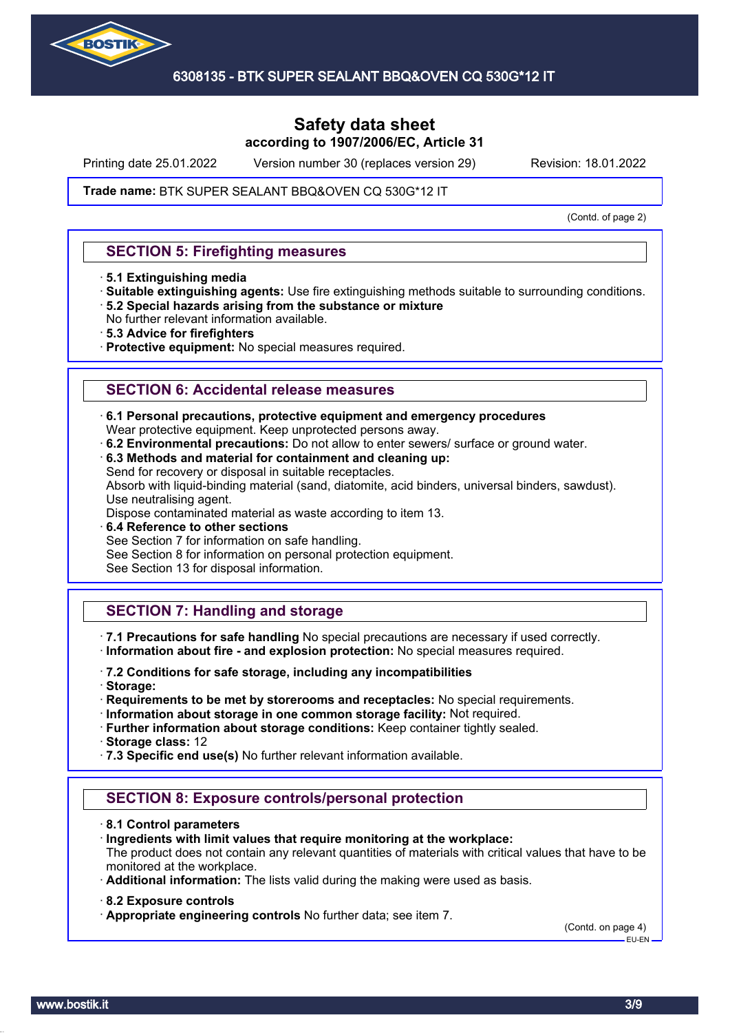# Safety data sheet

**according to 1907/2006/EC, Article 31**

Printing date 25.01.2022 Version number 30 (replaces version 29) Revision: 18.01.2022

**Trade name:** BTK SUPER SEALANT BBQ&OVEN CQ 530G*12 IT

(Contd. of page 2)

## SECTION 5: Firefighting measures

· **5.1 Extinguishing media**
· **Suitable extinguishing agents:** Use fire extinguishing methods suitable to surrounding conditions.
· **5.2 Special hazards arising from the substance or mixture**
No further relevant information available.
· **5.3 Advice for firefighters**
· **Protective equipment:** No special measures required.

## SECTION 6: Accidental release measures

· **6.1 Personal precautions, protective equipment and emergency procedures**
Wear protective equipment. Keep unprotected persons away.
· **6.2 Environmental precautions:** Do not allow to enter sewers/ surface or ground water.
· **6.3 Methods and material for containment and cleaning up:**
Send for recovery or disposal in suitable receptacles.
Absorb with liquid-binding material (sand, diatomite, acid binders, universal binders, sawdust).
Use neutralising agent.
Dispose contaminated material as waste according to item 13.
· **6.4 Reference to other sections**
See Section 7 for information on safe handling.
See Section 8 for information on personal protection equipment.
See Section 13 for disposal information.

## SECTION 7: Handling and storage

· **7.1 Precautions for safe handling** No special precautions are necessary if used correctly.
· **Information about fire - and explosion protection:** No special measures required.

· **7.2 Conditions for safe storage, including any incompatibilities**
· **Storage:**
· **Requirements to be met by storerooms and receptacles:** No special requirements.
· **Information about storage in one common storage facility:** Not required.
· **Further information about storage conditions:** Keep container tightly sealed.
· **Storage class:** 12
· **7.3 Specific end use(s)** No further relevant information available.

## SECTION 8: Exposure controls/personal protection

· **8.1 Control parameters**
· **Ingredients with limit values that require monitoring at the workplace:**
The product does not contain any relevant quantities of materials with critical values that have to be monitored at the workplace.
· **Additional information:** The lists valid during the making were used as basis.

· **8.2 Exposure controls**
· **Appropriate engineering controls** No further data; see item 7.

(Contd. on page 4)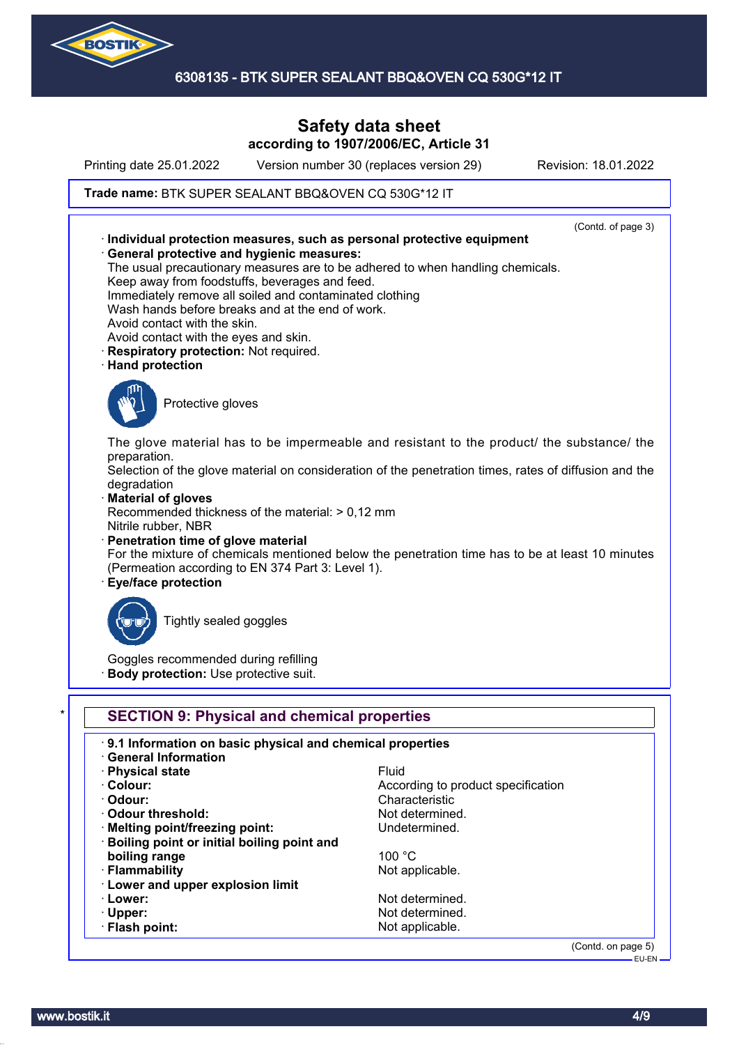# Safety data sheet

**according to 1907/2006/EC, Article 31**

Printing date 25.01.2022 Version number 30 (replaces version 29) Revision: 18.01.2022

**Trade name:** BTK SUPER SEALANT BBQ&OVEN CQ 530G*12 IT

(Contd. of page 3)

· **Individual protection measures, such as personal protective equipment**

· **General protective and hygienic measures:**
The usual precautionary measures are to be adhered to when handling chemicals.
Keep away from foodstuffs, beverages and feed.
Immediately remove all soiled and contaminated clothing
Wash hands before breaks and at the end of work.
Avoid contact with the skin.
Avoid contact with the eyes and skin.

· **Respiratory protection:** Not required.

· **Hand protection**

Protective gloves

The glove material has to be impermeable and resistant to the product/ the substance/ the preparation.
Selection of the glove material on consideration of the penetration times, rates of diffusion and the degradation

· **Material of gloves**
Recommended thickness of the material: > 0,12 mm
Nitrile rubber, NBR

· **Penetration time of glove material**
For the mixture of chemicals mentioned below the penetration time has to be at least 10 minutes (Permeation according to EN 374 Part 3: Level 1).

· **Eye/face protection**

Tightly sealed goggles

Goggles recommended during refilling

· **Body protection:** Use protective suit.

## * SECTION 9: Physical and chemical properties

· **9.1 Information on basic physical and chemical properties**

· **General Information**

| | |
|---|---|
| · **Physical state** | Fluid |
| · **Colour:** | According to product specification |
| · **Odour:** | Characteristic |
| · **Odour threshold:** | Not determined. |
| · **Melting point/freezing point:** | Undetermined. |
| · **Boiling point or initial boiling point and boiling range** | 100 °C |
| · **Flammability** | Not applicable. |
| · **Lower and upper explosion limit** | |
| · **Lower:** | Not determined. |
| · **Upper:** | Not determined. |
| · **Flash point:** | Not applicable. |

(Contd. on page 5)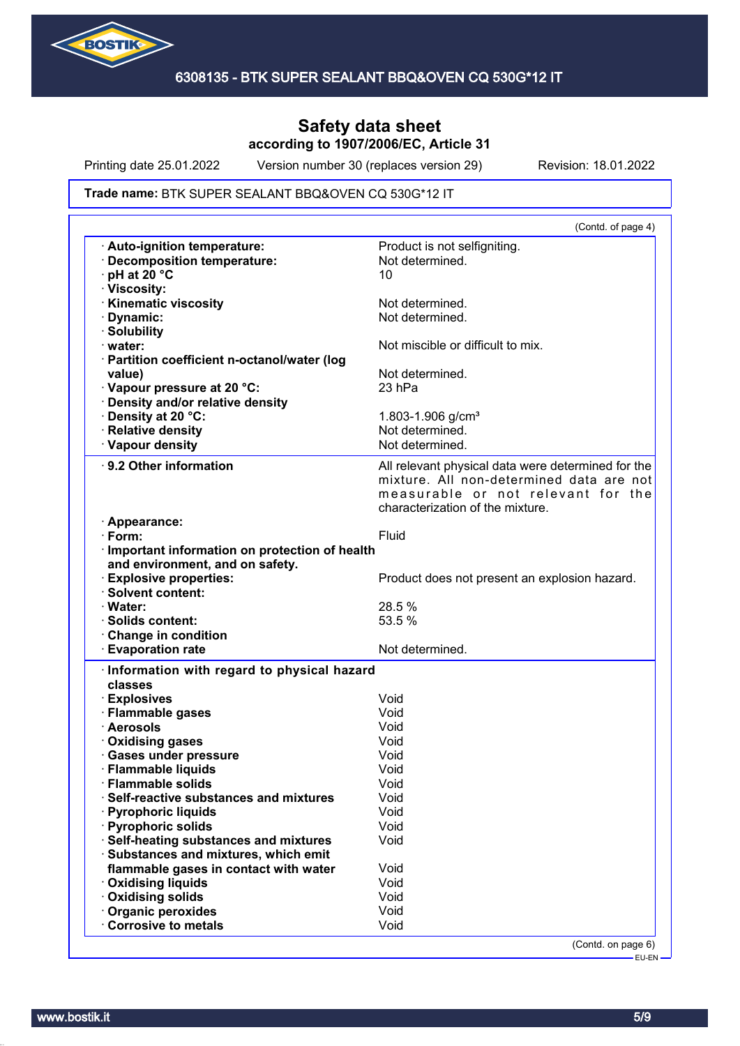# Safety data sheet
**according to 1907/2006/EC, Article 31**

Printing date 25.01.2022 Version number 30 (replaces version 29) Revision: 18.01.2022

**Trade name:** BTK SUPER SEALANT BBQ&OVEN CQ 530G*12 IT

(Contd. of page 4)

| | |
|---|---|
| · **Auto-ignition temperature:** | Product is not selfigniting. |
| · **Decomposition temperature:** | Not determined. |
| · **pH at 20 °C** | 10 |
| · **Viscosity:** | |
| · **Kinematic viscosity** | Not determined. |
| · **Dynamic:** | Not determined. |
| · **Solubility** | |
| · **water:** | Not miscible or difficult to mix. |
| · **Partition coefficient n-octanol/water (log value)** | Not determined. |
| · **Vapour pressure at 20 °C:** | 23 hPa |
| · **Density and/or relative density** | |
| · **Density at 20 °C:** | 1.803-1.906 g/cm³ |
| · **Relative density** | Not determined. |
| · **Vapour density** | Not determined. |
| · **9.2 Other information** | All relevant physical data were determined for the mixture. All non-determined data are not measurable or not relevant for the characterization of the mixture. |
| · **Appearance:** | |
| · **Form:** | Fluid |
| · **Important information on protection of health and environment, and on safety.** | |
| · **Explosive properties:** | Product does not present an explosion hazard. |
| · **Solvent content:** | |
| · **Water:** | 28.5 % |
| · **Solids content:** | 53.5 % |
| · **Change in condition** | |
| · **Evaporation rate** | Not determined. |
| · **Information with regard to physical hazard classes** | |
| · **Explosives** | Void |
| · **Flammable gases** | Void |
| · **Aerosols** | Void |
| · **Oxidising gases** | Void |
| · **Gases under pressure** | Void |
| · **Flammable liquids** | Void |
| · **Flammable solids** | Void |
| · **Self-reactive substances and mixtures** | Void |
| · **Pyrophoric liquids** | Void |
| · **Pyrophoric solids** | Void |
| · **Self-heating substances and mixtures** | Void |
| · **Substances and mixtures, which emit flammable gases in contact with water** | Void |
| · **Oxidising liquids** | Void |
| · **Oxidising solids** | Void |
| · **Organic peroxides** | Void |
| · **Corrosive to metals** | Void |

(Contd. on page 6)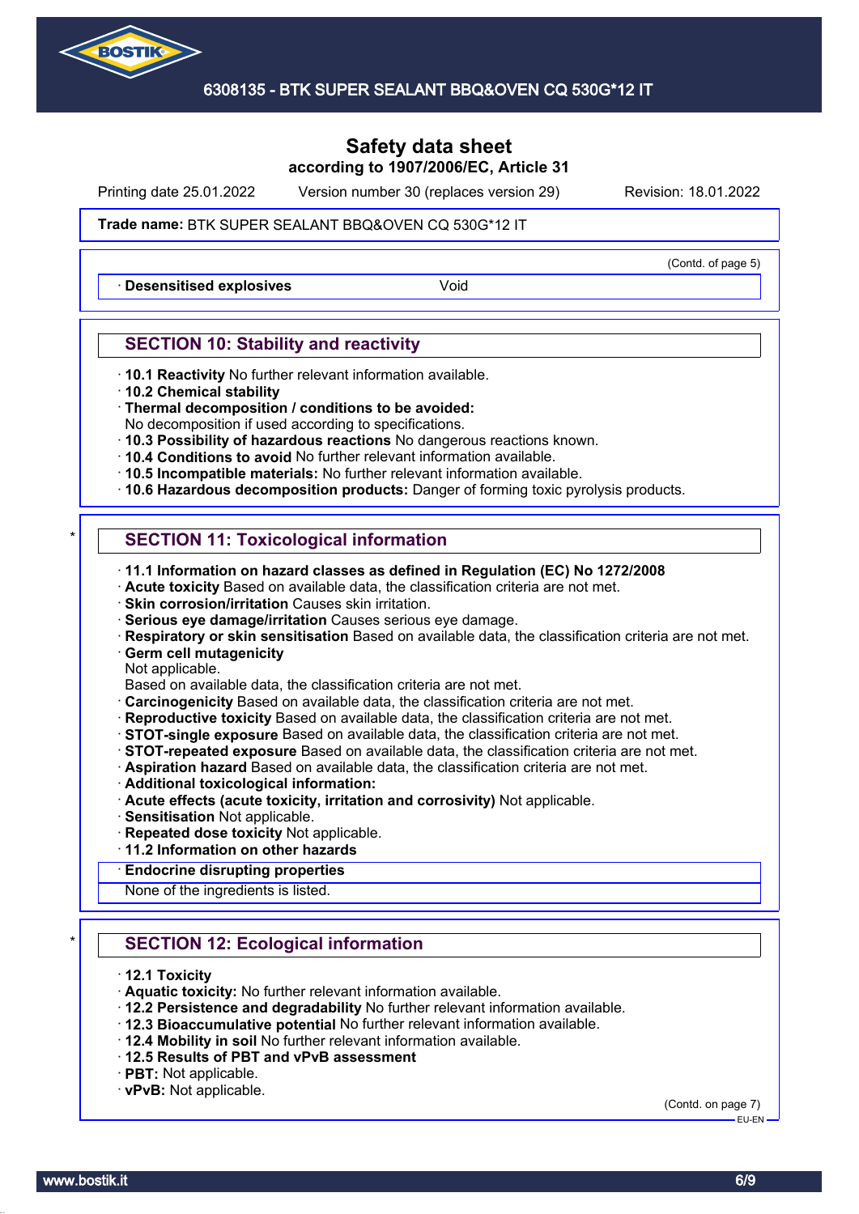# Safety data sheet
## according to 1907/2006/EC, Article 31

Printing date 25.01.2022 Version number 30 (replaces version 29) Revision: 18.01.2022

**Trade name:** BTK SUPER SEALANT BBQ&OVEN CQ 530G*12 IT

(Contd. of page 5)

| | |
|---|---|
| · **Desensitised explosives** | Void |

## SECTION 10: Stability and reactivity

· **10.1 Reactivity** No further relevant information available.
· **10.2 Chemical stability**
· **Thermal decomposition / conditions to be avoided:**
No decomposition if used according to specifications.
· **10.3 Possibility of hazardous reactions** No dangerous reactions known.
· **10.4 Conditions to avoid** No further relevant information available.
· **10.5 Incompatible materials:** No further relevant information available.
· **10.6 Hazardous decomposition products:** Danger of forming toxic pyrolysis products.

## * SECTION 11: Toxicological information

· **11.1 Information on hazard classes as defined in Regulation (EC) No 1272/2008**
· **Acute toxicity** Based on available data, the classification criteria are not met.
· **Skin corrosion/irritation** Causes skin irritation.
· **Serious eye damage/irritation** Causes serious eye damage.
· **Respiratory or skin sensitisation** Based on available data, the classification criteria are not met.
· **Germ cell mutagenicity**
Not applicable.
Based on available data, the classification criteria are not met.
· **Carcinogenicity** Based on available data, the classification criteria are not met.
· **Reproductive toxicity** Based on available data, the classification criteria are not met.
· **STOT-single exposure** Based on available data, the classification criteria are not met.
· **STOT-repeated exposure** Based on available data, the classification criteria are not met.
· **Aspiration hazard** Based on available data, the classification criteria are not met.
· **Additional toxicological information:**
· **Acute effects (acute toxicity, irritation and corrosivity)** Not applicable.
· **Sensitisation** Not applicable.
· **Repeated dose toxicity** Not applicable.
· **11.2 Information on other hazards**

· **Endocrine disrupting properties**
None of the ingredients is listed.

## * SECTION 12: Ecological information

· **12.1 Toxicity**
· **Aquatic toxicity:** No further relevant information available.
· **12.2 Persistence and degradability** No further relevant information available.
· **12.3 Bioaccumulative potential** No further relevant information available.
· **12.4 Mobility in soil** No further relevant information available.
· **12.5 Results of PBT and vPvB assessment**
· **PBT:** Not applicable.
· **vPvB:** Not applicable.

(Contd. on page 7)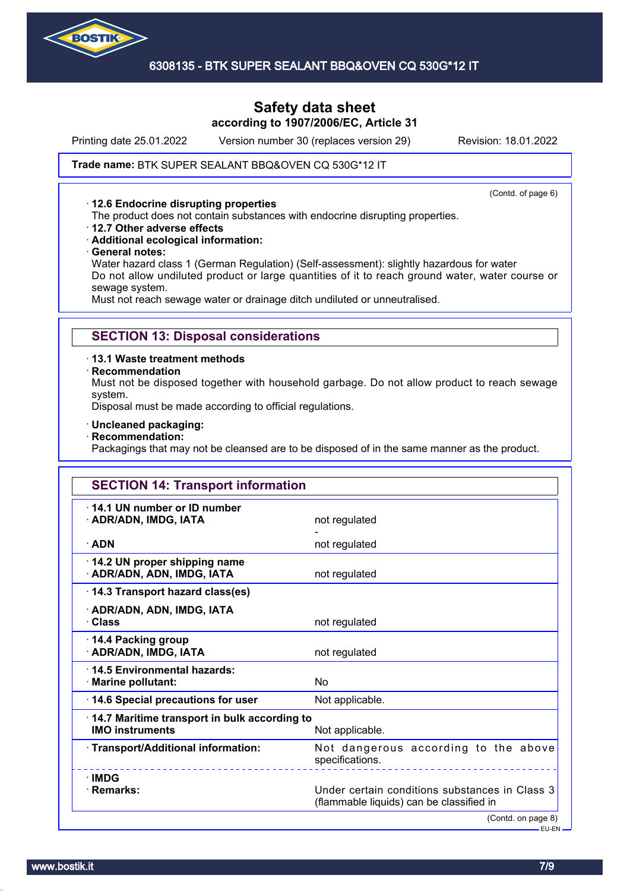**Safety data sheet**
**according to 1907/2006/EC, Article 31**

Printing date 25.01.2022 Version number 30 (replaces version 29) Revision: 18.01.2022

**Trade name:** BTK SUPER SEALANT BBQ&OVEN CQ 530G*12 IT

(Contd. of page 6)

· **12.6 Endocrine disrupting properties**
The product does not contain substances with endocrine disrupting properties.
· **12.7 Other adverse effects**
· **Additional ecological information:**
· **General notes:**
Water hazard class 1 (German Regulation) (Self-assessment): slightly hazardous for water
Do not allow undiluted product or large quantities of it to reach ground water, water course or sewage system.
Must not reach sewage water or drainage ditch undiluted or unneutralised.

## SECTION 13: Disposal considerations

· **13.1 Waste treatment methods**
· **Recommendation**
Must not be disposed together with household garbage. Do not allow product to reach sewage system.
Disposal must be made according to official regulations.

· **Uncleaned packaging:**
· **Recommendation:**
Packagings that may not be cleansed are to be disposed of in the same manner as the product.

## SECTION 14: Transport information

| | |
|---|---|
| · **14.1 UN number or ID number** | |
| · **ADR/ADN, IMDG, IATA** | not regulated<br>- |
| · **ADN** | not regulated |
| · **14.2 UN proper shipping name** | |
| · **ADR/ADN, ADN, IMDG, IATA** | not regulated |
| · **14.3 Transport hazard class(es)** | |
| · **ADR/ADN, ADN, IMDG, IATA** | |
| · **Class** | not regulated |
| · **14.4 Packing group** | |
| · **ADR/ADN, IMDG, IATA** | not regulated |
| · **14.5 Environmental hazards:** | |
| · **Marine pollutant:** | No |
| · **14.6 Special precautions for user** | Not applicable. |
| · **14.7 Maritime transport in bulk according to IMO instruments** | Not applicable. |
| · **Transport/Additional information:** | Not dangerous according to the above specifications. |
| · **IMDG** | |
| · **Remarks:** | Under certain conditions substances in Class 3 (flammable liquids) can be classified in |

(Contd. on page 8)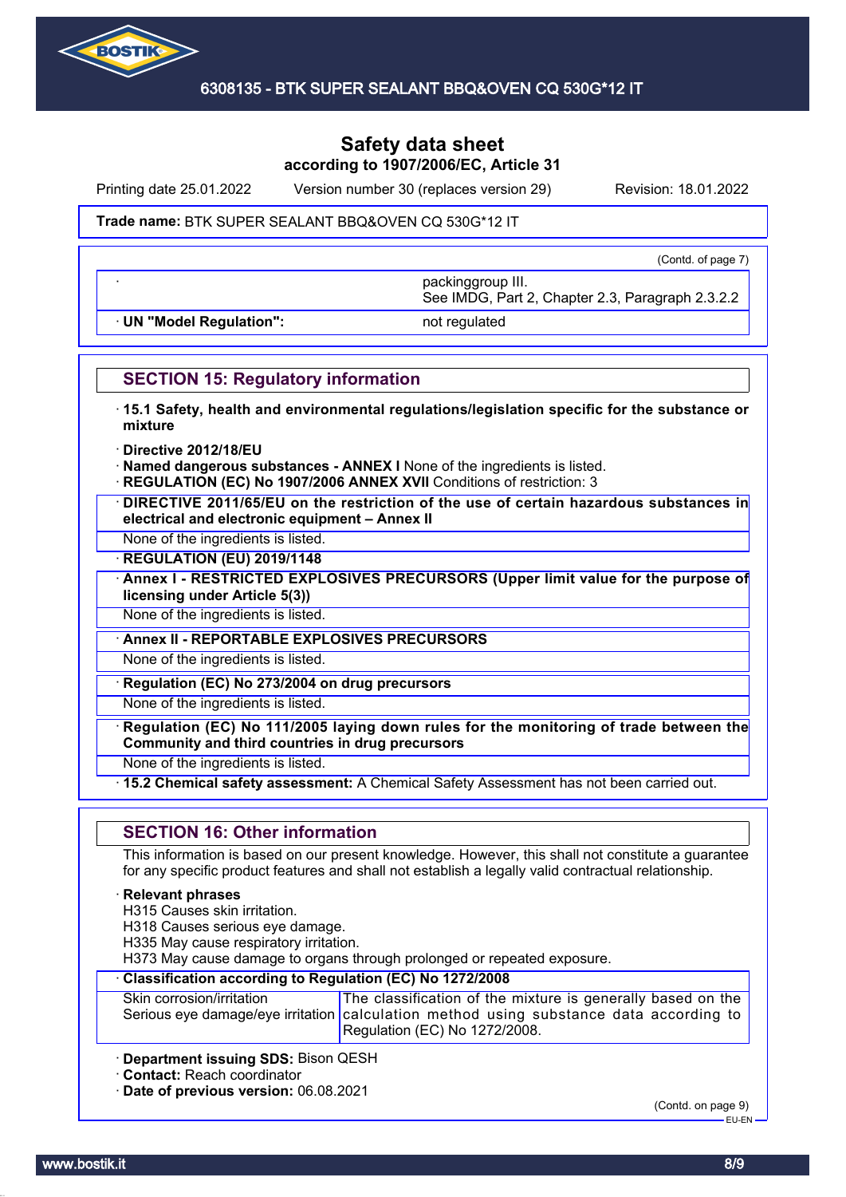# Safety data sheet
**according to 1907/2006/EC, Article 31**

Printing date 25.01.2022 Version number 30 (replaces version 29) Revision: 18.01.2022

**Trade name:** BTK SUPER SEALANT BBQ&OVEN CQ 530G*12 IT

(Contd. of page 7)

| | |
|---|---|
| · | packinggroup III. See IMDG, Part 2, Chapter 2.3, Paragraph 2.3.2.2 |
| · **UN "Model Regulation":** | not regulated |

## SECTION 15: Regulatory information

· **15.1 Safety, health and environmental regulations/legislation specific for the substance or mixture**

· **Directive 2012/18/EU**
· **Named dangerous substances - ANNEX I** None of the ingredients is listed.
· **REGULATION (EC) No 1907/2006 ANNEX XVII** Conditions of restriction: 3

· **DIRECTIVE 2011/65/EU on the restriction of the use of certain hazardous substances in electrical and electronic equipment – Annex II**

None of the ingredients is listed.

· **REGULATION (EU) 2019/1148**

· **Annex I - RESTRICTED EXPLOSIVES PRECURSORS (Upper limit value for the purpose of licensing under Article 5(3))**

None of the ingredients is listed.

· **Annex II - REPORTABLE EXPLOSIVES PRECURSORS**

None of the ingredients is listed.

· **Regulation (EC) No 273/2004 on drug precursors**

None of the ingredients is listed.

· **Regulation (EC) No 111/2005 laying down rules for the monitoring of trade between the Community and third countries in drug precursors**

None of the ingredients is listed.

· **15.2 Chemical safety assessment:** A Chemical Safety Assessment has not been carried out.

## SECTION 16: Other information

This information is based on our present knowledge. However, this shall not constitute a guarantee for any specific product features and shall not establish a legally valid contractual relationship.

· **Relevant phrases**
H315 Causes skin irritation.
H318 Causes serious eye damage.
H335 May cause respiratory irritation.
H373 May cause damage to organs through prolonged or repeated exposure.

· **Classification according to Regulation (EC) No 1272/2008**

| | |
|---|---|
| Skin corrosion/irritation<br>Serious eye damage/eye irritation | The classification of the mixture is generally based on the calculation method using substance data according to Regulation (EC) No 1272/2008. |

· **Department issuing SDS:** Bison QESH
· **Contact:** Reach coordinator
· **Date of previous version:** 06.08.2021

(Contd. on page 9)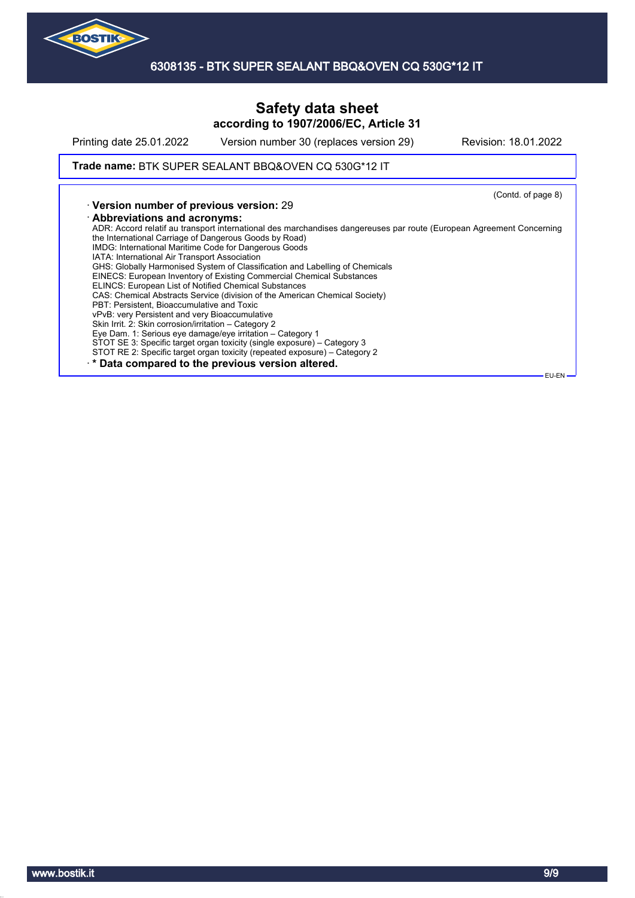# Safety data sheet

**according to 1907/2006/EC, Article 31**

Printing date 25.01.2022 Version number 30 (replaces version 29) Revision: 18.01.2022

**Trade name:** BTK SUPER SEALANT BBQ&OVEN CQ 530G*12 IT

(Contd. of page 8)

· **Version number of previous version:** 29

· **Abbreviations and acronyms:**

ADR: Accord relatif au transport international des marchandises dangereuses par route (European Agreement Concerning the International Carriage of Dangerous Goods by Road)
IMDG: International Maritime Code for Dangerous Goods
IATA: International Air Transport Association
GHS: Globally Harmonised System of Classification and Labelling of Chemicals
EINECS: European Inventory of Existing Commercial Chemical Substances
ELINCS: European List of Notified Chemical Substances
CAS: Chemical Abstracts Service (division of the American Chemical Society)
PBT: Persistent, Bioaccumulative and Toxic
vPvB: very Persistent and very Bioaccumulative
Skin Irrit. 2: Skin corrosion/irritation – Category 2
Eye Dam. 1: Serious eye damage/eye irritation – Category 1
STOT SE 3: Specific target organ toxicity (single exposure) – Category 3
STOT RE 2: Specific target organ toxicity (repeated exposure) – Category 2

· **\* Data compared to the previous version altered.**

EU-EN